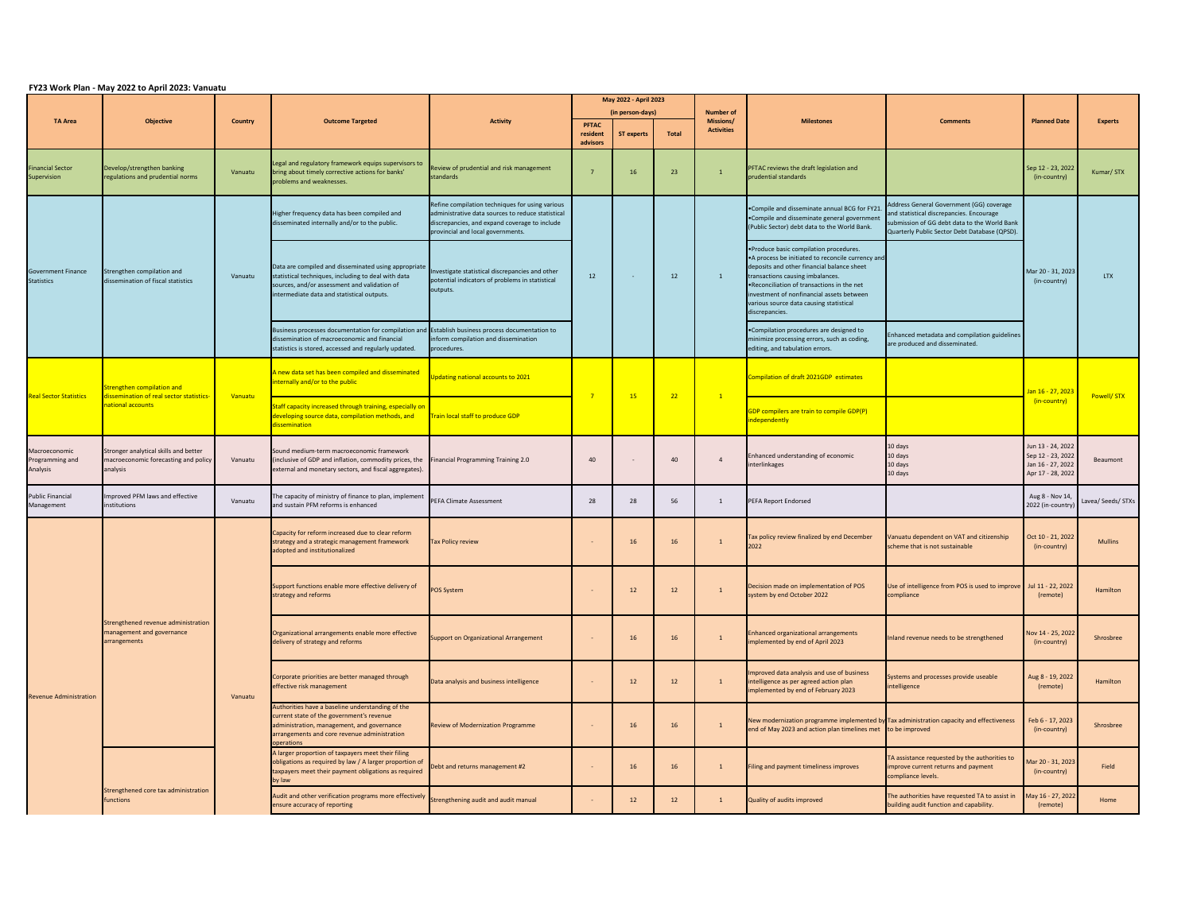**FY23 Work Plan - May 2022 to April 2023: Vanuatu**

| TA Area | Objective | Country | Outcome Targeted | Activity | May 2022 - April 2023 (in person-days) | | | Number of Missions/ Activities | Milestones | Comments | Planned Date | Experts |
|---|---|---|---|---|---|---|---|---|---|---|---|---|
| | | | | | PFTAC resident advisors | ST experts | Total | | | | | |
| Financial Sector Supervision | Develop/strengthen banking regulations and prudential norms | Vanuatu | Legal and regulatory framework equips supervisors to bring about timely corrective actions for banks' problems and weaknesses. | Review of prudential and risk management standards | 7 | 16 | 23 | 1 | PFTAC reviews the draft legislation and prudential standards | | Sep 12 - 23, 2022 (in-country) | Kumar/ STX |
| Government Finance Statistics | Strengthen compilation and dissemination of fiscal statistics | Vanuatu | Higher frequency data has been compiled and disseminated internally and/or to the public. | Refine compilation techniques for using various administrative data sources to reduce statistical discrepancies, and expand coverage to include provincial and local governments. | 12 | - | 12 | 1 | •Compile and disseminate annual BCG for FY21. •Compile and disseminate general government (Public Sector) debt data to the World Bank. | Address General Government (GG) coverage and statistical discrepancies. Encourage submission of GG debt data to the World Bank Quarterly Public Sector Debt Database (QPSD). | Mar 20 - 31, 2023 (in-country) | LTX |
| | | | Data are compiled and disseminated using appropriate statistical techniques, including to deal with data sources, and/or assessment and validation of intermediate data and statistical outputs. | Investigate statistical discrepancies and other potential indicators of problems in statistical outputs. | | | | | •Produce basic compilation procedures. •A process be initiated to reconcile currency and deposits and other financial balance sheet transactions causing imbalances. •Reconciliation of transactions in the net investment of nonfinancial assets between various source data causing statistical discrepancies. | | | |
| | | | Business processes documentation for compilation and dissemination of macroeconomic and financial statistics is stored, accessed and regularly updated. | Establish business process documentation to inform compilation and dissemination procedures. | | | | | •Compilation procedures are designed to minimize processing errors, such as coding, editing, and tabulation errors. | Enhanced metadata and compilation guidelines are produced and disseminated. | | |
| Real Sector Statistics | Strengthen compilation and dissemination of real sector statistics-national accounts | Vanuatu | A new data set has been compiled and disseminated internally and/or to the public | Updating national accounts to 2021 | 7 | 15 | 22 | 1 | Compilation of draft 2021GDP estimates | | Jan 16 - 27, 2023 (in-country) | Powell/ STX |
| | | | Staff capacity increased through training, especially on developing source data, compilation methods, and dissemination | Train local staff to produce GDP | | | | | GDP compilers are train to compile GDP(P) independently | | | |
| Macroeconomic Programming and Analysis | Stronger analytical skills and better macroeconomic forecasting and policy analysis | Vanuatu | Sound medium-term macroeconomic framework (inclusive of GDP and inflation, commodity prices, the external and monetary sectors, and fiscal aggregates). | Financial Programming Training 2.0 | 40 | - | 40 | 4 | Enhanced understanding of economic interlinkages | 10 days 10 days 10 days 10 days | Jun 13 - 24, 2022 Sep 12 - 23, 2022 Jan 16 - 27, 2022 Apr 17 - 28, 2022 | Beaumont |
| Public Financial Management | Improved PFM laws and effective institutions | Vanuatu | The capacity of ministry of finance to plan, implement and sustain PFM reforms is enhanced | PEFA Climate Assessment | 28 | 28 | 56 | 1 | PEFA Report Endorsed | | Aug 8 - Nov 14, 2022 (in-country) | Lavea/ Seeds/ STXs |
| Revenue Administration | Strengthened revenue administration management and governance arrangements | Vanuatu | Capacity for reform increased due to clear reform strategy and a strategic management framework adopted and institutionalized | Tax Policy review | - | 16 | 16 | 1 | Tax policy review finalized by end December 2022 | Vanuatu dependent on VAT and citizenship scheme that is not sustainable | Oct 10 - 21, 2022 (in-country) | Mullins |
| | | | Support functions enable more effective delivery of strategy and reforms | POS System | - | 12 | 12 | 1 | Decision made on implementation of POS system by end October 2022 | Use of intelligence from POS is used to improve compliance | Jul 11 - 22, 2022 (remote) | Hamilton |
| | | | Organizational arrangements enable more effective delivery of strategy and reforms | Support on Organizational Arrangement | - | 16 | 16 | 1 | Enhanced organizational arrangements implemented by end of April 2023 | Inland revenue needs to be strengthened | Nov 14 - 25, 2022 (in-country) | Shrosbree |
| | | | Corporate priorities are better managed through effective risk management | Data analysis and business intelligence | - | 12 | 12 | 1 | Improved data analysis and use of business intelligence as per agreed action plan implemented by end of February 2023 | Systems and processes provide useable intelligence | Aug 8 - 19, 2022 (remote) | Hamilton |
| | | | Authorities have a baseline understanding of the current state of the government's revenue administration, management, and governance arrangements and core revenue administration operations | Review of Modernization Programme | - | 16 | 16 | 1 | New modernization programme implemented by end of May 2023 and action plan timelines met | Tax administration capacity and effectiveness to be improved | Feb 6 - 17, 2023 (in-country) | Shrosbree |
| | Strengthened core tax administration functions | | A larger proportion of taxpayers meet their filing obligations as required by law / A larger proportion of taxpayers meet their payment obligations as required by law | Debt and returns management #2 | - | 16 | 16 | 1 | Filing and payment timeliness improves | TA assistance requested by the authorities to improve current returns and payment compliance levels. | Mar 20 - 31, 2023 (in-country) | Field |
| | | | Audit and other verification programs more effectively ensure accuracy of reporting | Strengthening audit and audit manual | - | 12 | 12 | 1 | Quality of audits improved | The authorities have requested TA to assist in building audit function and capability. | May 16 - 27, 2022 (remote) | Home |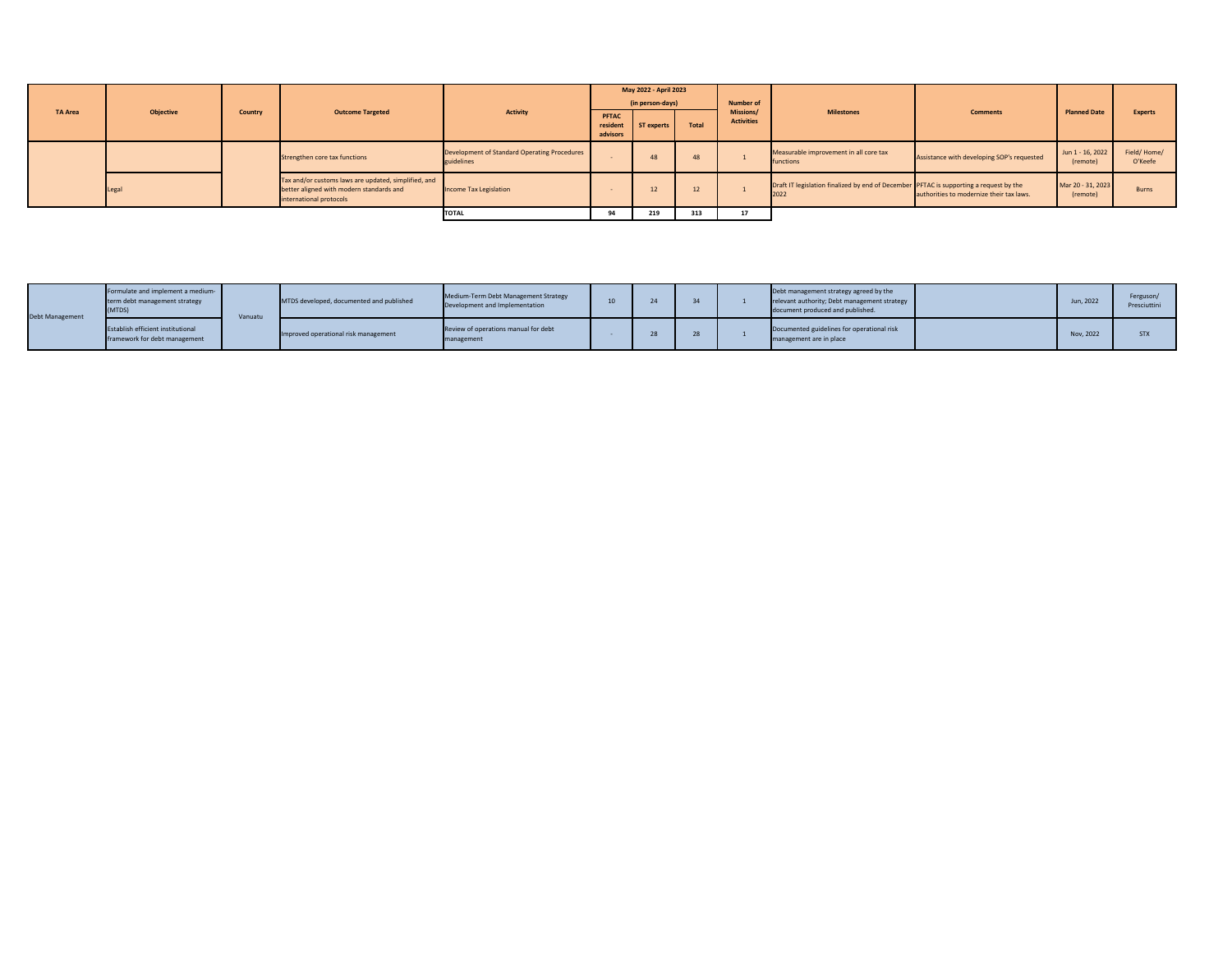| TA Area | Objective | Country | Outcome Targeted | Activity | May 2022 - April 2023 (in person-days) | | | Number of Missions/ Activities | Milestones | Comments | Planned Date | Experts |
|---|---|---|---|---|---|---|---|---|---|---|---|---|
| | | | | | PFTAC resident advisors | ST experts | Total | | | | | |
| | | | Strengthen core tax functions | Development of Standard Operating Procedures guidelines | - | 48 | 48 | 1 | Measurable improvement in all core tax functions | Assistance with developing SOP's requested | Jun 1 - 16, 2022 (remote) | Field/ Home/ O'Keefe |
| | Legal | | Tax and/or customs laws are updated, simplified, and better aligned with modern standards and international protocols | Income Tax Legislation | - | 12 | 12 | 1 | Draft IT legislation finalized by end of December 2022 | PFTAC is supporting a request by the authorities to modernize their tax laws. | Mar 20 - 31, 2023 (remote) | Burns |
| | | | | TOTAL | 94 | 219 | 313 | 17 | | | | |

| | | | | | | | | | | | | |
|---|---|---|---|---|---|---|---|---|---|---|---|---|
| Debt Management | Formulate and implement a medium-term debt management strategy (MTDS) | Vanuatu | MTDS developed, documented and published | Medium-Term Debt Management Strategy Development and Implementation | 10 | 24 | 34 | 1 | Debt management strategy agreed by the relevant authority; Debt management strategy document produced and published. | | Jun, 2022 | Ferguson/ Presciuttini |
| | Establish efficient institutional framework for debt management | | Improved operational risk management | Review of operations manual for debt management | - | 28 | 28 | 1 | Documented guidelines for operational risk management are in place | | Nov, 2022 | STX |